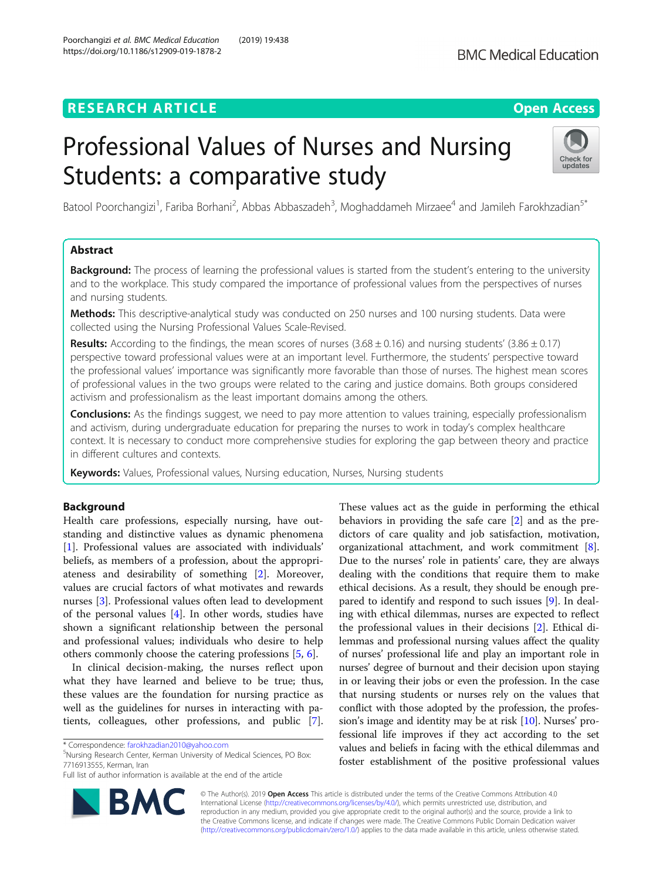RESEARCH ARTICLE

Open Access

# Professional Values of Nurses and Nursing Students: a comparative study

Batool Poorchangizi[1], Fariba Borhani[2], Abbas Abbaszadeh[3], Moghaddameh Mirzaee[4] and Jamileh Farokhzadian[5*]

## Abstract

**Background:** The process of learning the professional values is started from the student's entering to the university and to the workplace. This study compared the importance of professional values from the perspectives of nurses and nursing students.

**Methods:** This descriptive-analytical study was conducted on 250 nurses and 100 nursing students. Data were collected using the Nursing Professional Values Scale-Revised.

**Results:** According to the findings, the mean scores of nurses (3.68 ± 0.16) and nursing students' (3.86 ± 0.17) perspective toward professional values were at an important level. Furthermore, the students' perspective toward the professional values' importance was significantly more favorable than those of nurses. The highest mean scores of professional values in the two groups were related to the caring and justice domains. Both groups considered activism and professionalism as the least important domains among the others.

**Conclusions:** As the findings suggest, we need to pay more attention to values training, especially professionalism and activism, during undergraduate education for preparing the nurses to work in today's complex healthcare context. It is necessary to conduct more comprehensive studies for exploring the gap between theory and practice in different cultures and contexts.

**Keywords:** Values, Professional values, Nursing education, Nurses, Nursing students

## Background

Health care professions, especially nursing, have outstanding and distinctive values as dynamic phenomena [1]. Professional values are associated with individuals' beliefs, as members of a profession, about the appropriateness and desirability of something [2]. Moreover, values are crucial factors of what motivates and rewards nurses [3]. Professional values often lead to development of the personal values [4]. In other words, studies have shown a significant relationship between the personal and professional values; individuals who desire to help others commonly choose the catering professions [5, 6].

In clinical decision-making, the nurses reflect upon what they have learned and believe to be true; thus, these values are the foundation for nursing practice as well as the guidelines for nurses in interacting with patients, colleagues, other professions, and public [7]. These values act as the guide in performing the ethical behaviors in providing the safe care [2] and as the predictors of care quality and job satisfaction, motivation, organizational attachment, and work commitment [8]. Due to the nurses' role in patients' care, they are always dealing with the conditions that require them to make ethical decisions. As a result, they should be enough prepared to identify and respond to such issues [9]. In dealing with ethical dilemmas, nurses are expected to reflect the professional values in their decisions [2]. Ethical dilemmas and professional nursing values affect the quality of nurses' professional life and play an important role in nurses' degree of burnout and their decision upon staying in or leaving their jobs or even the profession. In the case that nursing students or nurses rely on the values that conflict with those adopted by the profession, the profession's image and identity may be at risk [10]. Nurses' professional life improves if they act according to the set values and beliefs in facing with the ethical dilemmas and foster establishment of the positive professional values

* Correspondence: farokhzadian2010@yahoo.com
[5]Nursing Research Center, Kerman University of Medical Sciences, PO Box: 7716913555, Kerman, Iran
Full list of author information is available at the end of the article

© The Author(s). 2019 **Open Access** This article is distributed under the terms of the Creative Commons Attribution 4.0 International License (http://creativecommons.org/licenses/by/4.0/), which permits unrestricted use, distribution, and reproduction in any medium, provided you give appropriate credit to the original author(s) and the source, provide a link to the Creative Commons license, and indicate if changes were made. The Creative Commons Public Domain Dedication waiver (http://creativecommons.org/publicdomain/zero/1.0/) applies to the data made available in this article, unless otherwise stated.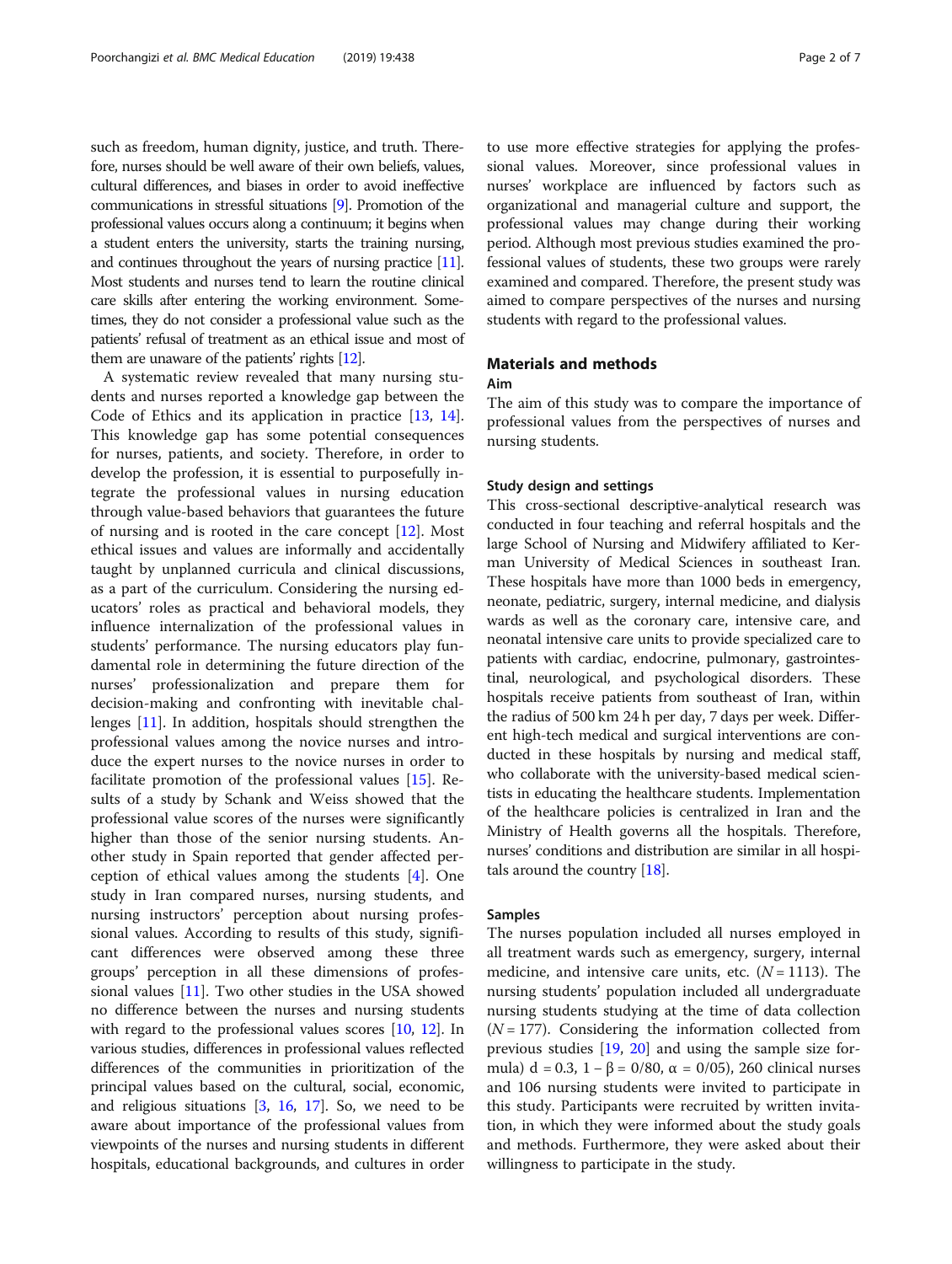such as freedom, human dignity, justice, and truth. Therefore, nurses should be well aware of their own beliefs, values, cultural differences, and biases in order to avoid ineffective communications in stressful situations [9]. Promotion of the professional values occurs along a continuum; it begins when a student enters the university, starts the training nursing, and continues throughout the years of nursing practice [11]. Most students and nurses tend to learn the routine clinical care skills after entering the working environment. Sometimes, they do not consider a professional value such as the patients' refusal of treatment as an ethical issue and most of them are unaware of the patients' rights [12].

A systematic review revealed that many nursing students and nurses reported a knowledge gap between the Code of Ethics and its application in practice [13, 14]. This knowledge gap has some potential consequences for nurses, patients, and society. Therefore, in order to develop the profession, it is essential to purposefully integrate the professional values in nursing education through value-based behaviors that guarantees the future of nursing and is rooted in the care concept [12]. Most ethical issues and values are informally and accidentally taught by unplanned curricula and clinical discussions, as a part of the curriculum. Considering the nursing educators' roles as practical and behavioral models, they influence internalization of the professional values in students' performance. The nursing educators play fundamental role in determining the future direction of the nurses' professionalization and prepare them for decision-making and confronting with inevitable challenges [11]. In addition, hospitals should strengthen the professional values among the novice nurses and introduce the expert nurses to the novice nurses in order to facilitate promotion of the professional values [15]. Results of a study by Schank and Weiss showed that the professional value scores of the nurses were significantly higher than those of the senior nursing students. Another study in Spain reported that gender affected perception of ethical values among the students [4]. One study in Iran compared nurses, nursing students, and nursing instructors' perception about nursing professional values. According to results of this study, significant differences were observed among these three groups' perception in all these dimensions of professional values [11]. Two other studies in the USA showed no difference between the nurses and nursing students with regard to the professional values scores [10, 12]. In various studies, differences in professional values reflected differences of the communities in prioritization of the principal values based on the cultural, social, economic, and religious situations [3, 16, 17]. So, we need to be aware about importance of the professional values from viewpoints of the nurses and nursing students in different hospitals, educational backgrounds, and cultures in order to use more effective strategies for applying the professional values. Moreover, since professional values in nurses' workplace are influenced by factors such as organizational and managerial culture and support, the professional values may change during their working period. Although most previous studies examined the professional values of students, these two groups were rarely examined and compared. Therefore, the present study was aimed to compare perspectives of the nurses and nursing students with regard to the professional values.

## Materials and methods

### Aim

The aim of this study was to compare the importance of professional values from the perspectives of nurses and nursing students.

### Study design and settings

This cross-sectional descriptive-analytical research was conducted in four teaching and referral hospitals and the large School of Nursing and Midwifery affiliated to Kerman University of Medical Sciences in southeast Iran. These hospitals have more than 1000 beds in emergency, neonate, pediatric, surgery, internal medicine, and dialysis wards as well as the coronary care, intensive care, and neonatal intensive care units to provide specialized care to patients with cardiac, endocrine, pulmonary, gastrointestinal, neurological, and psychological disorders. These hospitals receive patients from southeast of Iran, within the radius of 500 km 24 h per day, 7 days per week. Different high-tech medical and surgical interventions are conducted in these hospitals by nursing and medical staff, who collaborate with the university-based medical scientists in educating the healthcare students. Implementation of the healthcare policies is centralized in Iran and the Ministry of Health governs all the hospitals. Therefore, nurses' conditions and distribution are similar in all hospitals around the country [18].

### Samples

The nurses population included all nurses employed in all treatment wards such as emergency, surgery, internal medicine, and intensive care units, etc. ($N = 1113$). The nursing students' population included all undergraduate nursing students studying at the time of data collection ($N = 177$). Considering the information collected from previous studies [19, 20] and using the sample size formula) $d = 0.3$, $1 - \beta = 0/80$, $\alpha = 0/05$), 260 clinical nurses and 106 nursing students were invited to participate in this study. Participants were recruited by written invitation, in which they were informed about the study goals and methods. Furthermore, they were asked about their willingness to participate in the study.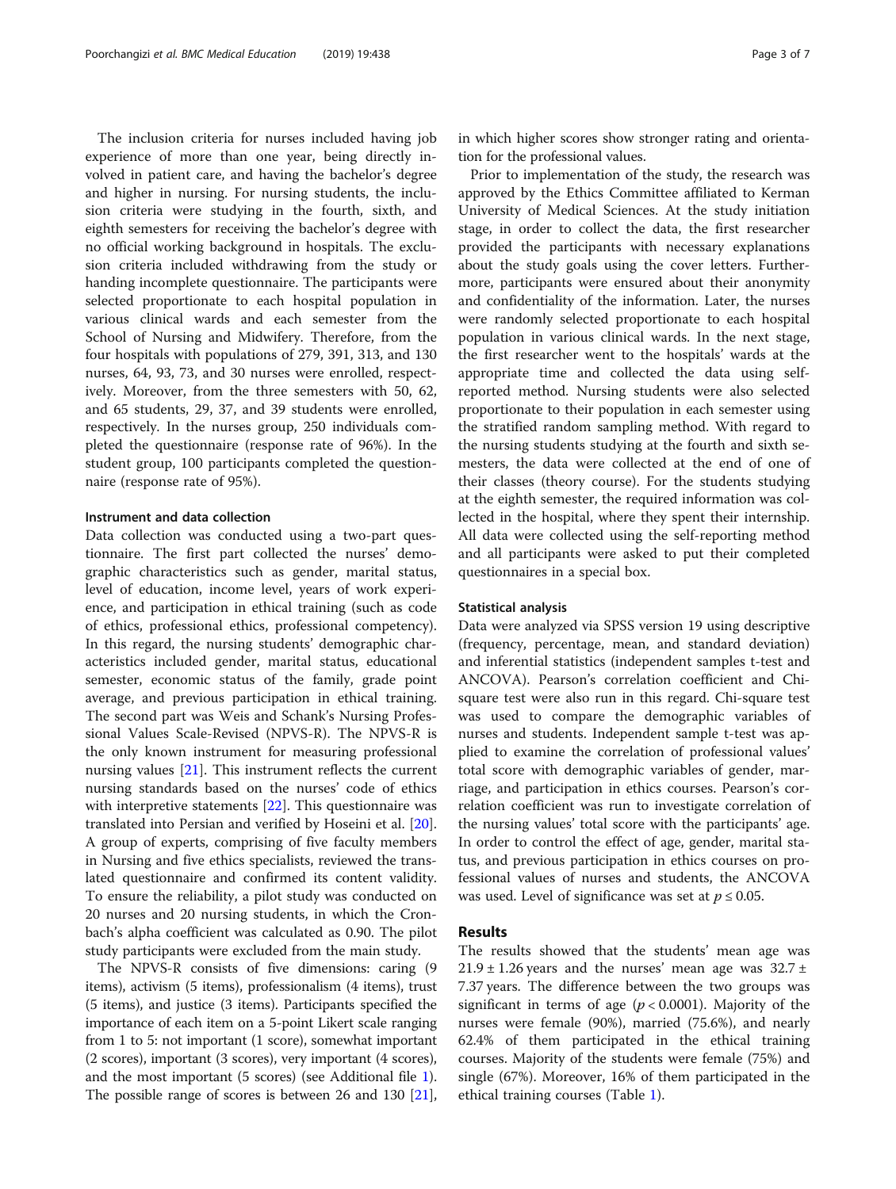The inclusion criteria for nurses included having job experience of more than one year, being directly involved in patient care, and having the bachelor's degree and higher in nursing. For nursing students, the inclusion criteria were studying in the fourth, sixth, and eighth semesters for receiving the bachelor's degree with no official working background in hospitals. The exclusion criteria included withdrawing from the study or handing incomplete questionnaire. The participants were selected proportionate to each hospital population in various clinical wards and each semester from the School of Nursing and Midwifery. Therefore, from the four hospitals with populations of 279, 391, 313, and 130 nurses, 64, 93, 73, and 30 nurses were enrolled, respectively. Moreover, from the three semesters with 50, 62, and 65 students, 29, 37, and 39 students were enrolled, respectively. In the nurses group, 250 individuals completed the questionnaire (response rate of 96%). In the student group, 100 participants completed the questionnaire (response rate of 95%).

### Instrument and data collection

Data collection was conducted using a two-part questionnaire. The first part collected the nurses' demographic characteristics such as gender, marital status, level of education, income level, years of work experience, and participation in ethical training (such as code of ethics, professional ethics, professional competency). In this regard, the nursing students' demographic characteristics included gender, marital status, educational semester, economic status of the family, grade point average, and previous participation in ethical training. The second part was Weis and Schank's Nursing Professional Values Scale-Revised (NPVS-R). The NPVS-R is the only known instrument for measuring professional nursing values [21]. This instrument reflects the current nursing standards based on the nurses' code of ethics with interpretive statements [22]. This questionnaire was translated into Persian and verified by Hoseini et al. [20]. A group of experts, comprising of five faculty members in Nursing and five ethics specialists, reviewed the translated questionnaire and confirmed its content validity. To ensure the reliability, a pilot study was conducted on 20 nurses and 20 nursing students, in which the Cronbach's alpha coefficient was calculated as 0.90. The pilot study participants were excluded from the main study.

The NPVS-R consists of five dimensions: caring (9 items), activism (5 items), professionalism (4 items), trust (5 items), and justice (3 items). Participants specified the importance of each item on a 5-point Likert scale ranging from 1 to 5: not important (1 score), somewhat important (2 scores), important (3 scores), very important (4 scores), and the most important (5 scores) (see Additional file 1). The possible range of scores is between 26 and 130 [21], in which higher scores show stronger rating and orientation for the professional values.

Prior to implementation of the study, the research was approved by the Ethics Committee affiliated to Kerman University of Medical Sciences. At the study initiation stage, in order to collect the data, the first researcher provided the participants with necessary explanations about the study goals using the cover letters. Furthermore, participants were ensured about their anonymity and confidentiality of the information. Later, the nurses were randomly selected proportionate to each hospital population in various clinical wards. In the next stage, the first researcher went to the hospitals' wards at the appropriate time and collected the data using self-reported method. Nursing students were also selected proportionate to their population in each semester using the stratified random sampling method. With regard to the nursing students studying at the fourth and sixth semesters, the data were collected at the end of one of their classes (theory course). For the students studying at the eighth semester, the required information was collected in the hospital, where they spent their internship. All data were collected using the self-reporting method and all participants were asked to put their completed questionnaires in a special box.

### Statistical analysis

Data were analyzed via SPSS version 19 using descriptive (frequency, percentage, mean, and standard deviation) and inferential statistics (independent samples t-test and ANCOVA). Pearson's correlation coefficient and Chi-square test were also run in this regard. Chi-square test was used to compare the demographic variables of nurses and students. Independent sample t-test was applied to examine the correlation of professional values' total score with demographic variables of gender, marriage, and participation in ethics courses. Pearson's correlation coefficient was run to investigate correlation of the nursing values' total score with the participants' age. In order to control the effect of age, gender, marital status, and previous participation in ethics courses on professional values of nurses and students, the ANCOVA was used. Level of significance was set at $p \leq 0.05$.

## Results

The results showed that the students' mean age was $21.9 \pm 1.26$ years and the nurses' mean age was $32.7 \pm 7.37$ years. The difference between the two groups was significant in terms of age ($p < 0.0001$). Majority of the nurses were female (90%), married (75.6%), and nearly 62.4% of them participated in the ethical training courses. Majority of the students were female (75%) and single (67%). Moreover, 16% of them participated in the ethical training courses (Table 1).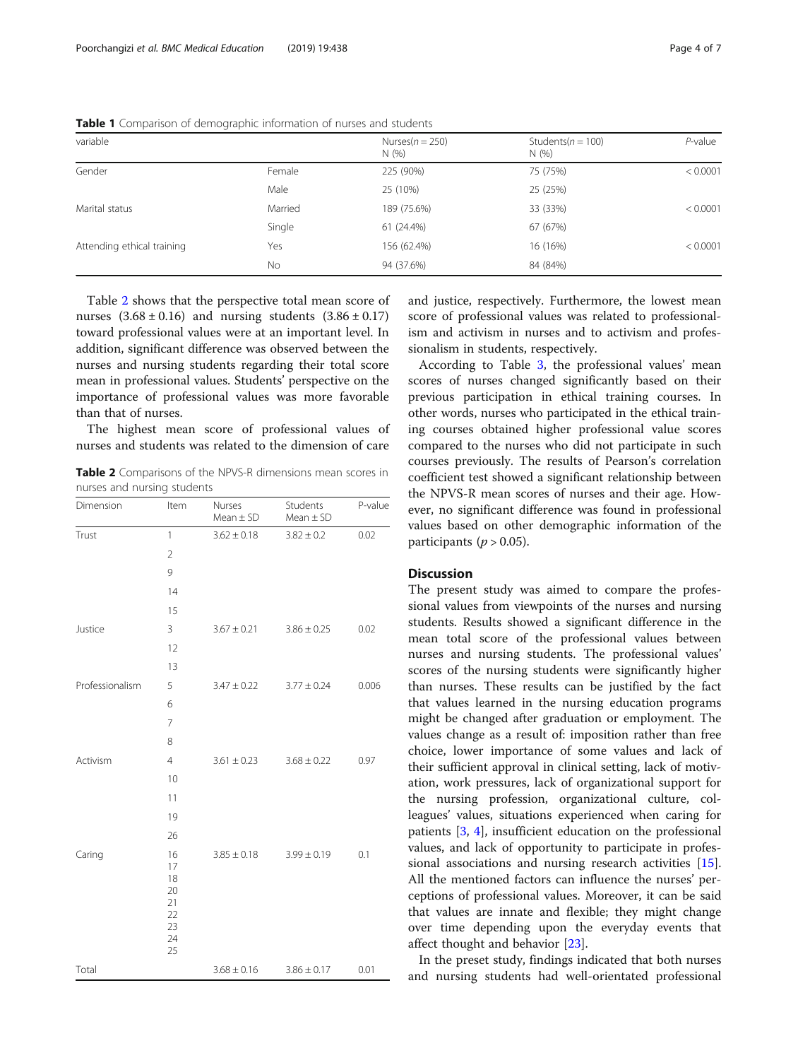**Table 1** Comparison of demographic information of nurses and students

| variable | | Nurses(n = 250) N (%) | Students(n = 100) N (%) | P-value |
|---|---|---|---|---|
| Gender | Female | 225 (90%) | 75 (75%) | < 0.0001 |
| | Male | 25 (10%) | 25 (25%) | |
| Marital status | Married | 189 (75.6%) | 33 (33%) | < 0.0001 |
| | Single | 61 (24.4%) | 67 (67%) | |
| Attending ethical training | Yes | 156 (62.4%) | 16 (16%) | < 0.0001 |
| | No | 94 (37.6%) | 84 (84%) | |

Table 2 shows that the perspective total mean score of nurses $(3.68 \pm 0.16)$ and nursing students $(3.86 \pm 0.17)$ toward professional values were at an important level. In addition, significant difference was observed between the nurses and nursing students regarding their total score mean in professional values. Students' perspective on the importance of professional values was more favorable than that of nurses.

The highest mean score of professional values of nurses and students was related to the dimension of care and justice, respectively. Furthermore, the lowest mean score of professional values was related to professionalism and activism in nurses and to activism and professionalism in students, respectively.

**Table 2** Comparisons of the NPVS-R dimensions mean scores in nurses and nursing students

| Dimension | Item | Nurses Mean ± SD | Students Mean ± SD | P-value |
|---|---|---|---|---|
| Trust | 1 | 3.62 ± 0.18 | 3.82 ± 0.2 | 0.02 |
| | 2 | | | |
| | 9 | | | |
| | 14 | | | |
| | 15 | | | |
| Justice | 3 | 3.67 ± 0.21 | 3.86 ± 0.25 | 0.02 |
| | 12 | | | |
| | 13 | | | |
| Professionalism | 5 | 3.47 ± 0.22 | 3.77 ± 0.24 | 0.006 |
| | 6 | | | |
| | 7 | | | |
| | 8 | | | |
| Activism | 4 | 3.61 ± 0.23 | 3.68 ± 0.22 | 0.97 |
| | 10 | | | |
| | 11 | | | |
| | 19 | | | |
| | 26 | | | |
| Caring | 16 17 18 20 21 22 23 24 25 | 3.85 ± 0.18 | 3.99 ± 0.19 | 0.1 |
| Total | | 3.68 ± 0.16 | 3.86 ± 0.17 | 0.01 |

According to Table 3, the professional values' mean scores of nurses changed significantly based on their previous participation in ethical training courses. In other words, nurses who participated in the ethical training courses obtained higher professional value scores compared to the nurses who did not participate in such courses previously. The results of Pearson's correlation coefficient test showed a significant relationship between the NPVS-R mean scores of nurses and their age. However, no significant difference was found in professional values based on other demographic information of the participants $(p > 0.05)$.

## Discussion

The present study was aimed to compare the professional values from viewpoints of the nurses and nursing students. Results showed a significant difference in the mean total score of the professional values between nurses and nursing students. The professional values' scores of the nursing students were significantly higher than nurses. These results can be justified by the fact that values learned in the nursing education programs might be changed after graduation or employment. The values change as a result of: imposition rather than free choice, lower importance of some values and lack of their sufficient approval in clinical setting, lack of motivation, work pressures, lack of organizational support for the nursing profession, organizational culture, colleagues' values, situations experienced when caring for patients [3, 4], insufficient education on the professional values, and lack of opportunity to participate in professional associations and nursing research activities [15]. All the mentioned factors can influence the nurses' perceptions of professional values. Moreover, it can be said that values are innate and flexible; they might change over time depending upon the everyday events that affect thought and behavior [23].

In the preset study, findings indicated that both nurses and nursing students had well-orientated professional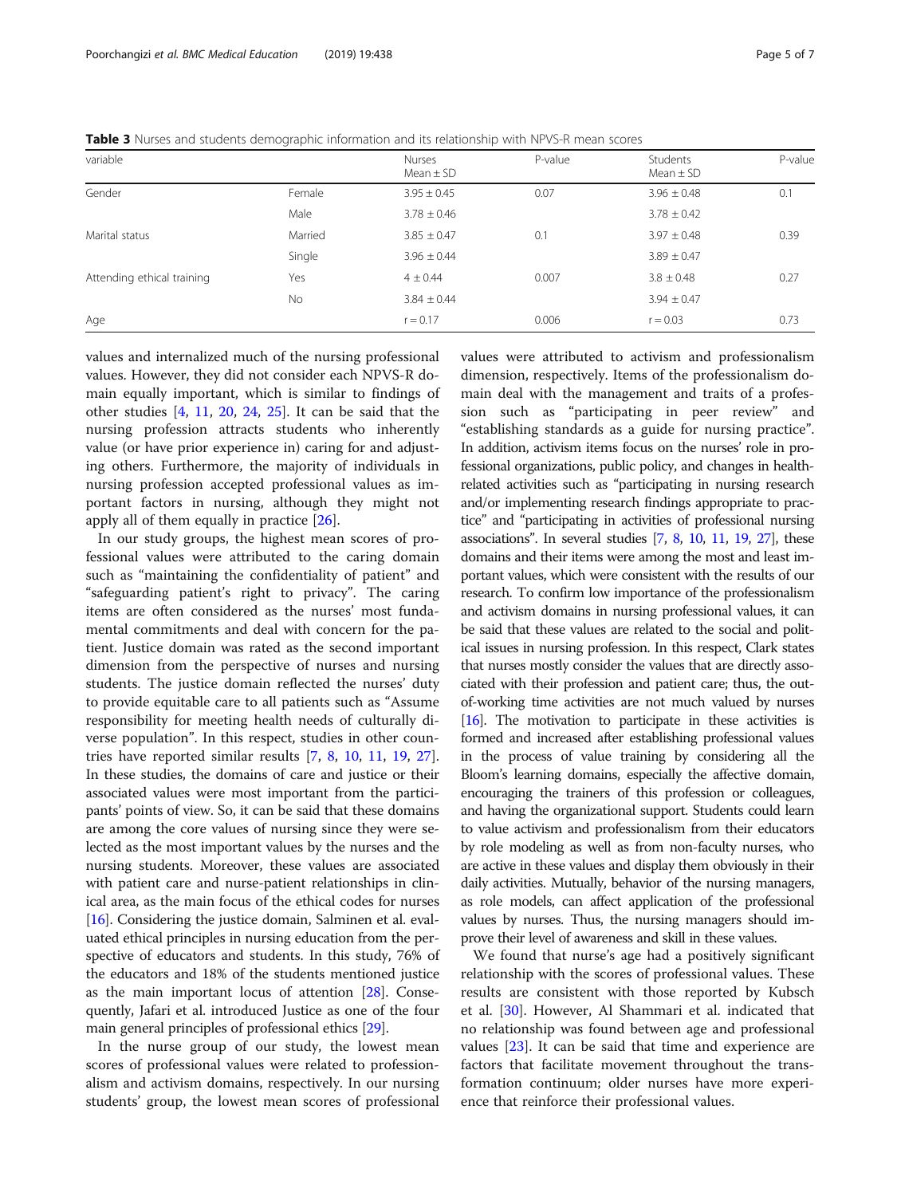**Table 3** Nurses and students demographic information and its relationship with NPVS-R mean scores

| variable | | Nurses Mean ± SD | P-value | Students Mean ± SD | P-value |
|---|---|---|---|---|---|
| Gender | Female | 3.95 ± 0.45 | 0.07 | 3.96 ± 0.48 | 0.1 |
| | Male | 3.78 ± 0.46 | | 3.78 ± 0.42 | |
| Marital status | Married | 3.85 ± 0.47 | 0.1 | 3.97 ± 0.48 | 0.39 |
| | Single | 3.96 ± 0.44 | | 3.89 ± 0.47 | |
| Attending ethical training | Yes | 4 ± 0.44 | 0.007 | 3.8 ± 0.48 | 0.27 |
| | No | 3.84 ± 0.44 | | 3.94 ± 0.47 | |
| Age | | r = 0.17 | 0.006 | r = 0.03 | 0.73 |

values and internalized much of the nursing professional values. However, they did not consider each NPVS-R domain equally important, which is similar to findings of other studies [4, 11, 20, 24, 25]. It can be said that the nursing profession attracts students who inherently value (or have prior experience in) caring for and adjusting others. Furthermore, the majority of individuals in nursing profession accepted professional values as important factors in nursing, although they might not apply all of them equally in practice [26].

In our study groups, the highest mean scores of professional values were attributed to the caring domain such as "maintaining the confidentiality of patient" and "safeguarding patient's right to privacy". The caring items are often considered as the nurses' most fundamental commitments and deal with concern for the patient. Justice domain was rated as the second important dimension from the perspective of nurses and nursing students. The justice domain reflected the nurses' duty to provide equitable care to all patients such as "Assume responsibility for meeting health needs of culturally diverse population". In this respect, studies in other countries have reported similar results [7, 8, 10, 11, 19, 27]. In these studies, the domains of care and justice or their associated values were most important from the participants' points of view. So, it can be said that these domains are among the core values of nursing since they were selected as the most important values by the nurses and the nursing students. Moreover, these values are associated with patient care and nurse-patient relationships in clinical area, as the main focus of the ethical codes for nurses [16]. Considering the justice domain, Salminen et al. evaluated ethical principles in nursing education from the perspective of educators and students. In this study, 76% of the educators and 18% of the students mentioned justice as the main important locus of attention [28]. Consequently, Jafari et al. introduced Justice as one of the four main general principles of professional ethics [29].

In the nurse group of our study, the lowest mean scores of professional values were related to professionalism and activism domains, respectively. In our nursing students' group, the lowest mean scores of professional values were attributed to activism and professionalism dimension, respectively. Items of the professionalism domain deal with the management and traits of a profession such as "participating in peer review" and "establishing standards as a guide for nursing practice". In addition, activism items focus on the nurses' role in professional organizations, public policy, and changes in health-related activities such as "participating in nursing research and/or implementing research findings appropriate to practice" and "participating in activities of professional nursing associations". In several studies [7, 8, 10, 11, 19, 27], these domains and their items were among the most and least important values, which were consistent with the results of our research. To confirm low importance of the professionalism and activism domains in nursing professional values, it can be said that these values are related to the social and political issues in nursing profession. In this respect, Clark states that nurses mostly consider the values that are directly associated with their profession and patient care; thus, the out-of-working time activities are not much valued by nurses [16]. The motivation to participate in these activities is formed and increased after establishing professional values in the process of value training by considering all the Bloom's learning domains, especially the affective domain, encouraging the trainers of this profession or colleagues, and having the organizational support. Students could learn to value activism and professionalism from their educators by role modeling as well as from non-faculty nurses, who are active in these values and display them obviously in their daily activities. Mutually, behavior of the nursing managers, as role models, can affect application of the professional values by nurses. Thus, the nursing managers should improve their level of awareness and skill in these values.

We found that nurse's age had a positively significant relationship with the scores of professional values. These results are consistent with those reported by Kubsch et al. [30]. However, Al Shammari et al. indicated that no relationship was found between age and professional values [23]. It can be said that time and experience are factors that facilitate movement throughout the transformation continuum; older nurses have more experience that reinforce their professional values.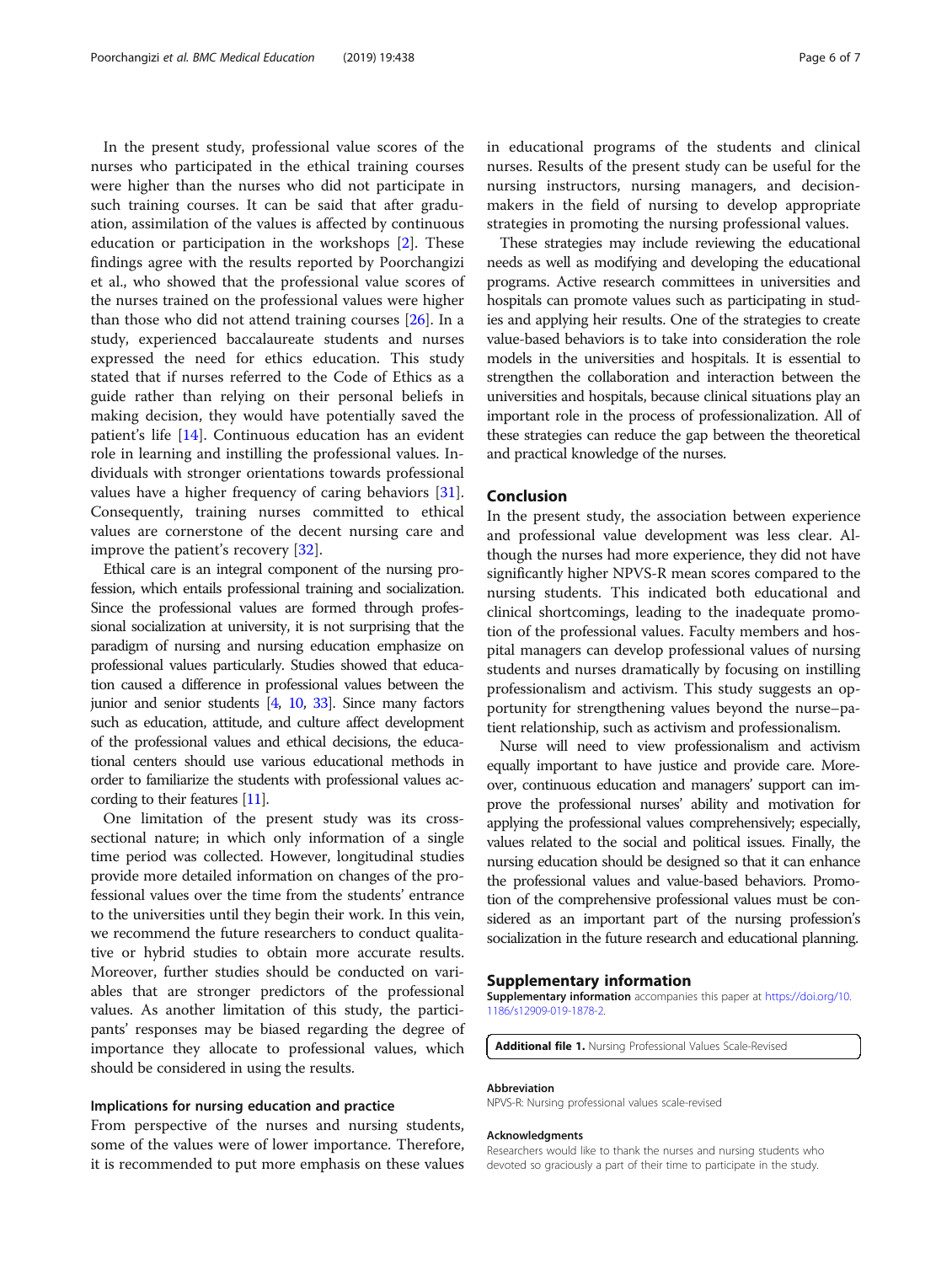In the present study, professional value scores of the nurses who participated in the ethical training courses were higher than the nurses who did not participate in such training courses. It can be said that after graduation, assimilation of the values is affected by continuous education or participation in the workshops [2]. These findings agree with the results reported by Poorchangizi et al., who showed that the professional value scores of the nurses trained on the professional values were higher than those who did not attend training courses [26]. In a study, experienced baccalaureate students and nurses expressed the need for ethics education. This study stated that if nurses referred to the Code of Ethics as a guide rather than relying on their personal beliefs in making decision, they would have potentially saved the patient's life [14]. Continuous education has an evident role in learning and instilling the professional values. Individuals with stronger orientations towards professional values have a higher frequency of caring behaviors [31]. Consequently, training nurses committed to ethical values are cornerstone of the decent nursing care and improve the patient's recovery [32].

Ethical care is an integral component of the nursing profession, which entails professional training and socialization. Since the professional values are formed through professional socialization at university, it is not surprising that the paradigm of nursing and nursing education emphasize on professional values particularly. Studies showed that education caused a difference in professional values between the junior and senior students [4, 10, 33]. Since many factors such as education, attitude, and culture affect development of the professional values and ethical decisions, the educational centers should use various educational methods in order to familiarize the students with professional values according to their features [11].

One limitation of the present study was its cross-sectional nature; in which only information of a single time period was collected. However, longitudinal studies provide more detailed information on changes of the professional values over the time from the students' entrance to the universities until they begin their work. In this vein, we recommend the future researchers to conduct qualitative or hybrid studies to obtain more accurate results. Moreover, further studies should be conducted on variables that are stronger predictors of the professional values. As another limitation of this study, the participants' responses may be biased regarding the degree of importance they allocate to professional values, which should be considered in using the results.

### Implications for nursing education and practice

From perspective of the nurses and nursing students, some of the values were of lower importance. Therefore, it is recommended to put more emphasis on these values in educational programs of the students and clinical nurses. Results of the present study can be useful for the nursing instructors, nursing managers, and decision-makers in the field of nursing to develop appropriate strategies in promoting the nursing professional values.

These strategies may include reviewing the educational needs as well as modifying and developing the educational programs. Active research committees in universities and hospitals can promote values such as participating in studies and applying heir results. One of the strategies to create value-based behaviors is to take into consideration the role models in the universities and hospitals. It is essential to strengthen the collaboration and interaction between the universities and hospitals, because clinical situations play an important role in the process of professionalization. All of these strategies can reduce the gap between the theoretical and practical knowledge of the nurses.

## Conclusion

In the present study, the association between experience and professional value development was less clear. Although the nurses had more experience, they did not have significantly higher NPVS-R mean scores compared to the nursing students. This indicated both educational and clinical shortcomings, leading to the inadequate promotion of the professional values. Faculty members and hospital managers can develop professional values of nursing students and nurses dramatically by focusing on instilling professionalism and activism. This study suggests an opportunity for strengthening values beyond the nurse–patient relationship, such as activism and professionalism.

Nurse will need to view professionalism and activism equally important to have justice and provide care. Moreover, continuous education and managers' support can improve the professional nurses' ability and motivation for applying the professional values comprehensively; especially, values related to the social and political issues. Finally, the nursing education should be designed so that it can enhance the professional values and value-based behaviors. Promotion of the comprehensive professional values must be considered as an important part of the nursing profession's socialization in the future research and educational planning.

## Supplementary information

**Supplementary information** accompanies this paper at https://doi.org/10.1186/s12909-019-1878-2.

**Additional file 1.** Nursing Professional Values Scale-Revised

#### Abbreviation

NPVS-R: Nursing professional values scale-revised

#### Acknowledgments

Researchers would like to thank the nurses and nursing students who devoted so graciously a part of their time to participate in the study.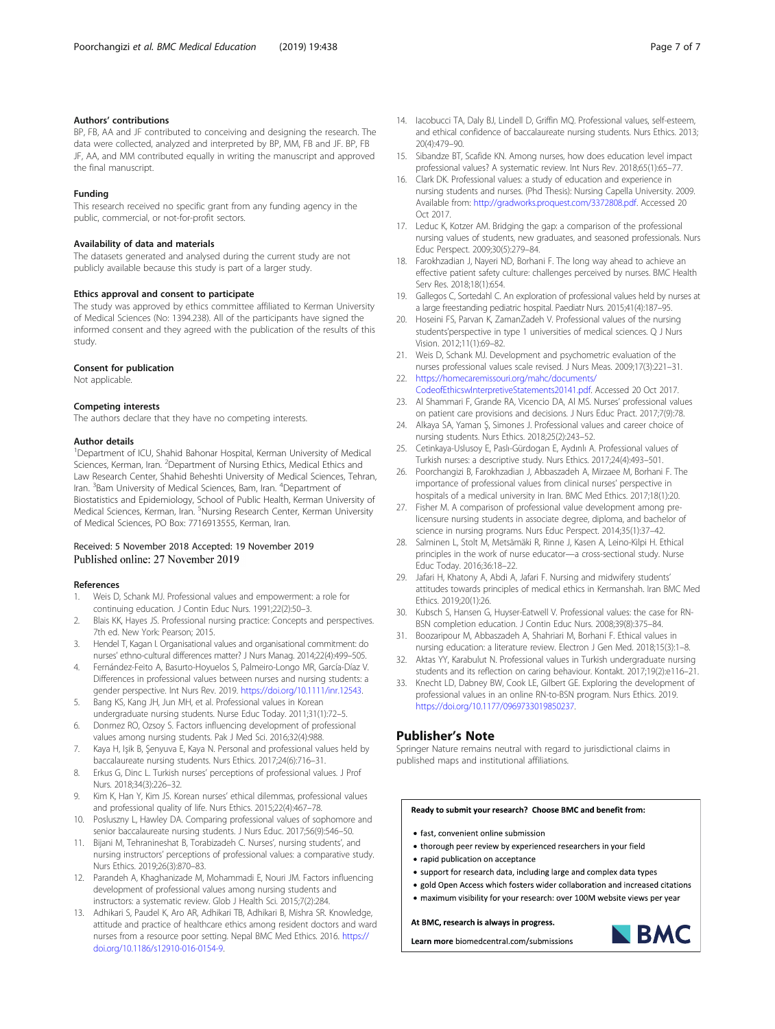## Authors' contributions

BP, FB, AA and JF contributed to conceiving and designing the research. The data were collected, analyzed and interpreted by BP, MM, FB and JF. BP, FB JF, AA, and MM contributed equally in writing the manuscript and approved the final manuscript.

## Funding

This research received no specific grant from any funding agency in the public, commercial, or not-for-profit sectors.

## Availability of data and materials

The datasets generated and analysed during the current study are not publicly available because this study is part of a larger study.

## Ethics approval and consent to participate

The study was approved by ethics committee affiliated to Kerman University of Medical Sciences (No: 1394.238). All of the participants have signed the informed consent and they agreed with the publication of the results of this study.

## Consent for publication

Not applicable.

## Competing interests

The authors declare that they have no competing interests.

## Author details

[1]Department of ICU, Shahid Bahonar Hospital, Kerman University of Medical Sciences, Kerman, Iran. [2]Department of Nursing Ethics, Medical Ethics and Law Research Center, Shahid Beheshti University of Medical Sciences, Tehran, Iran. [3]Bam University of Medical Sciences, Bam, Iran. [4]Department of Biostatistics and Epidemiology, School of Public Health, Kerman University of Medical Sciences, Kerman, Iran. [5]Nursing Research Center, Kerman University of Medical Sciences, PO Box: 7716913555, Kerman, Iran.

Received: 5 November 2018 Accepted: 19 November 2019
Published online: 27 November 2019

## References

1. Weis D, Schank MJ. Professional values and empowerment: a role for continuing education. J Contin Educ Nurs. 1991;22(2):50–3.
2. Blais KK, Hayes JS. Professional nursing practice: Concepts and perspectives. 7th ed. New York: Pearson; 2015.
3. Hendel T, Kagan I. Organisational values and organisational commitment: do nurses' ethno-cultural differences matter? J Nurs Manag. 2014;22(4):499–505.
4. Fernández-Feito A, Basurto-Hoyuelos S, Palmeiro-Longo MR, García-Díaz V. Differences in professional values between nurses and nursing students: a gender perspective. Int Nurs Rev. 2019. https://doi.org/10.1111/inr.12543.
5. Bang KS, Kang JH, Jun MH, et al. Professional values in Korean undergraduate nursing students. Nurse Educ Today. 2011;31(1):72–5.
6. Donmez RO, Ozsoy S. Factors influencing development of professional values among nursing students. Pak J Med Sci. 2016;32(4):988.
7. Kaya H, Işık B, Şenyuva E, Kaya N. Personal and professional values held by baccalaureate nursing students. Nurs Ethics. 2017;24(6):716–31.
8. Erkus G, Dinc L. Turkish nurses' perceptions of professional values. J Prof Nurs. 2018;34(3):226–32.
9. Kim K, Han Y, Kim JS. Korean nurses' ethical dilemmas, professional values and professional quality of life. Nurs Ethics. 2015;22(4):467–78.
10. Posluszny L, Hawley DA. Comparing professional values of sophomore and senior baccalaureate nursing students. J Nurs Educ. 2017;56(9):546–50.
11. Bijani M, Tehranineshat B, Torabizadeh C. Nurses', nursing students', and nursing instructors' perceptions of professional values: a comparative study. Nurs Ethics. 2019;26(3):870–83.
12. Parandeh A, Khaghanizade M, Mohammadi E, Nouri JM. Factors influencing development of professional values among nursing students and instructors: a systematic review. Glob J Health Sci. 2015;7(2):284.
13. Adhikari S, Paudel K, Aro AR, Adhikari TB, Adhikari B, Mishra SR. Knowledge, attitude and practice of healthcare ethics among resident doctors and ward nurses from a resource poor setting. Nepal BMC Med Ethics. 2016. https://doi.org/10.1186/s12910-016-0154-9.
14. Iacobucci TA, Daly BJ, Lindell D, Griffin MQ. Professional values, self-esteem, and ethical confidence of baccalaureate nursing students. Nurs Ethics. 2013;20(4):479–90.
15. Sibandze BT, Scafide KN. Among nurses, how does education level impact professional values? A systematic review. Int Nurs Rev. 2018;65(1):65–77.
16. Clark DK. Professional values: a study of education and experience in nursing students and nurses. (Phd Thesis): Nursing Capella University. 2009. Available from: http://gradworks.proquest.com/3372808.pdf. Accessed 20 Oct 2017.
17. Leduc K, Kotzer AM. Bridging the gap: a comparison of the professional nursing values of students, new graduates, and seasoned professionals. Nurs Educ Perspect. 2009;30(5):279–84.
18. Farokhzadian J, Nayeri ND, Borhani F. The long way ahead to achieve an effective patient safety culture: challenges perceived by nurses. BMC Health Serv Res. 2018;18(1):654.
19. Gallegos C, Sortedahl C. An exploration of professional values held by nurses at a large freestanding pediatric hospital. Paediatr Nurs. 2015;41(4):187–95.
20. Hoseini FS, Parvan K, ZamanZadeh V. Professional values of the nursing students'perspective in type 1 universities of medical sciences. Q J Nurs Vision. 2012;11(1):69–82.
21. Weis D, Schank MJ. Development and psychometric evaluation of the nurses professional values scale revised. J Nurs Meas. 2009;17(3):221–31.
22. https://homecaremissouri.org/mahc/documents/CodeofEthicswInterpretiveStatements20141.pdf. Accessed 20 Oct 2017.
23. Al Shammari F, Grande RA, Vicencio DA, Al MS. Nurses' professional values on patient care provisions and decisions. J Nurs Educ Pract. 2017;7(9):78.
24. Alkaya SA, Yaman Ş, Simones J. Professional values and career choice of nursing students. Nurs Ethics. 2018;25(2):243–52.
25. Cetinkaya-Uslusoy E, Paslı-Gürdogan E, Aydınlı A. Professional values of Turkish nurses: a descriptive study. Nurs Ethics. 2017;24(4):493–501.
26. Poorchangizi B, Farokhzadian J, Abbaszadeh A, Mirzaee M, Borhani F. The importance of professional values from clinical nurses' perspective in hospitals of a medical university in Iran. BMC Med Ethics. 2017;18(1):20.
27. Fisher M. A comparison of professional value development among pre-licensure nursing students in associate degree, diploma, and bachelor of science in nursing programs. Nurs Educ Perspect. 2014;35(1):37–42.
28. Salminen L, Stolt M, Metsämäki R, Rinne J, Kasen A, Leino-Kilpi H. Ethical principles in the work of nurse educator—a cross-sectional study. Nurse Educ Today. 2016;36:18–22.
29. Jafari H, Khatony A, Abdi A, Jafari F. Nursing and midwifery students' attitudes towards principles of medical ethics in Kermanshah. Iran BMC Med Ethics. 2019;20(1):26.
30. Kubsch S, Hansen G, Huyser-Eatwell V. Professional values: the case for RN-BSN completion education. J Contin Educ Nurs. 2008;39(8):375–84.
31. Boozaripour M, Abbaszadeh A, Shahriari M, Borhani F. Ethical values in nursing education: a literature review. Electron J Gen Med. 2018;15(3):1–8.
32. Aktas YY, Karabulut N. Professional values in Turkish undergraduate nursing students and its reflection on caring behaviour. Kontakt. 2017;19(2):e116–21.
33. Knecht LD, Dabney BW, Cook LE, Gilbert GE. Exploring the development of professional values in an online RN-to-BSN program. Nurs Ethics. 2019. https://doi.org/10.1177/0969733019850237.

## Publisher's Note

Springer Nature remains neutral with regard to jurisdictional claims in published maps and institutional affiliations.

**Ready to submit your research? Choose BMC and benefit from:**

- fast, convenient online submission
- thorough peer review by experienced researchers in your field
- rapid publication on acceptance
- support for research data, including large and complex data types
- gold Open Access which fosters wider collaboration and increased citations
- maximum visibility for your research: over 100M website views per year

**At BMC, research is always in progress.**

**Learn more** biomedcentral.com/submissions

BMC